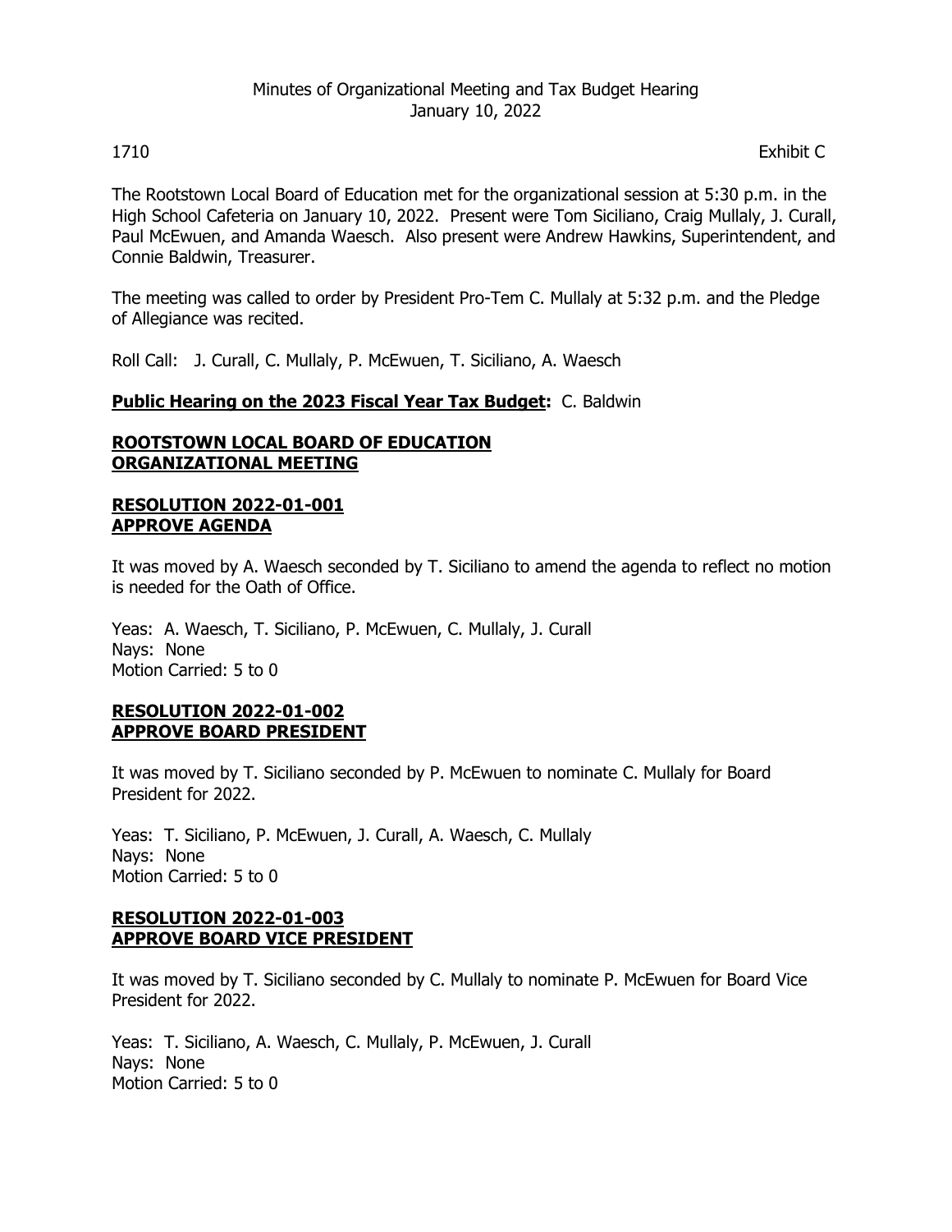Minutes of Organizational Meeting and Tax Budget Hearing
January 10, 2022

1710 Exhibit C

The Rootstown Local Board of Education met for the organizational session at 5:30 p.m. in the High School Cafeteria on January 10, 2022. Present were Tom Siciliano, Craig Mullaly, J. Curall, Paul McEwuen, and Amanda Waesch. Also present were Andrew Hawkins, Superintendent, and Connie Baldwin, Treasurer.

The meeting was called to order by President Pro-Tem C. Mullaly at 5:32 p.m. and the Pledge of Allegiance was recited.

Roll Call: J. Curall, C. Mullaly, P. McEwuen, T. Siciliano, A. Waesch

**Public Hearing on the 2023 Fiscal Year Tax Budget:** C. Baldwin

**ROOTSTOWN LOCAL BOARD OF EDUCATION**
**ORGANIZATIONAL MEETING**

**RESOLUTION 2022-01-001**
**APPROVE AGENDA**

It was moved by A. Waesch seconded by T. Siciliano to amend the agenda to reflect no motion is needed for the Oath of Office.

Yeas: A. Waesch, T. Siciliano, P. McEwuen, C. Mullaly, J. Curall
Nays: None
Motion Carried: 5 to 0

**RESOLUTION 2022-01-002**
**APPROVE BOARD PRESIDENT**

It was moved by T. Siciliano seconded by P. McEwuen to nominate C. Mullaly for Board President for 2022.

Yeas: T. Siciliano, P. McEwuen, J. Curall, A. Waesch, C. Mullaly
Nays: None
Motion Carried: 5 to 0

**RESOLUTION 2022-01-003**
**APPROVE BOARD VICE PRESIDENT**

It was moved by T. Siciliano seconded by C. Mullaly to nominate P. McEwuen for Board Vice President for 2022.

Yeas: T. Siciliano, A. Waesch, C. Mullaly, P. McEwuen, J. Curall
Nays: None
Motion Carried: 5 to 0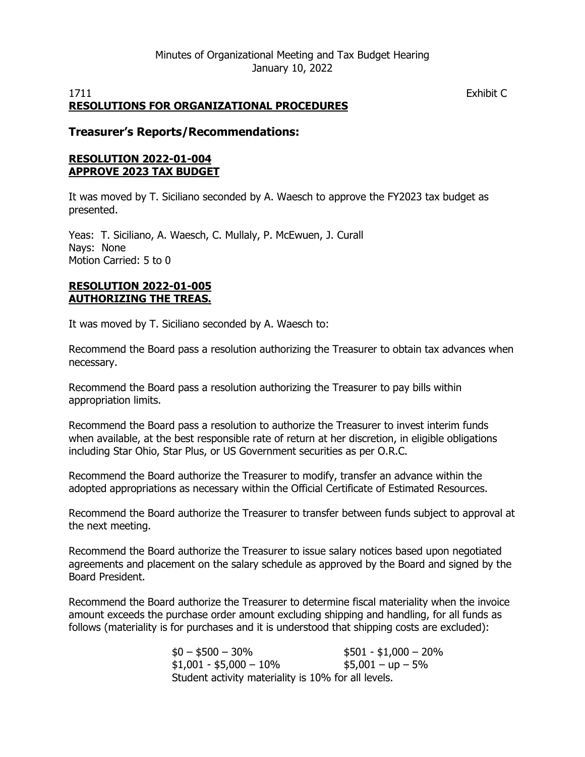Minutes of Organizational Meeting and Tax Budget Hearing
January 10, 2022

1711 Exhibit C

**RESOLUTIONS FOR ORGANIZATIONAL PROCEDURES**

## Treasurer's Reports/Recommendations:

**RESOLUTION 2022-01-004**
**APPROVE 2023 TAX BUDGET**

It was moved by T. Siciliano seconded by A. Waesch to approve the FY2023 tax budget as presented.

Yeas: T. Siciliano, A. Waesch, C. Mullaly, P. McEwuen, J. Curall
Nays: None
Motion Carried: 5 to 0

**RESOLUTION 2022-01-005**
**AUTHORIZING THE TREAS.**

It was moved by T. Siciliano seconded by A. Waesch to:

Recommend the Board pass a resolution authorizing the Treasurer to obtain tax advances when necessary.

Recommend the Board pass a resolution authorizing the Treasurer to pay bills within appropriation limits.

Recommend the Board pass a resolution to authorize the Treasurer to invest interim funds when available, at the best responsible rate of return at her discretion, in eligible obligations including Star Ohio, Star Plus, or US Government securities as per O.R.C.

Recommend the Board authorize the Treasurer to modify, transfer an advance within the adopted appropriations as necessary within the Official Certificate of Estimated Resources.

Recommend the Board authorize the Treasurer to transfer between funds subject to approval at the next meeting.

Recommend the Board authorize the Treasurer to issue salary notices based upon negotiated agreements and placement on the salary schedule as approved by the Board and signed by the Board President.

Recommend the Board authorize the Treasurer to determine fiscal materiality when the invoice amount exceeds the purchase order amount excluding shipping and handling, for all funds as follows (materiality is for purchases and it is understood that shipping costs are excluded):

$0 – $500 – 30% $501 - $1,000 – 20%
$1,001 - $5,000 – 10% $5,001 – up – 5%
Student activity materiality is 10% for all levels.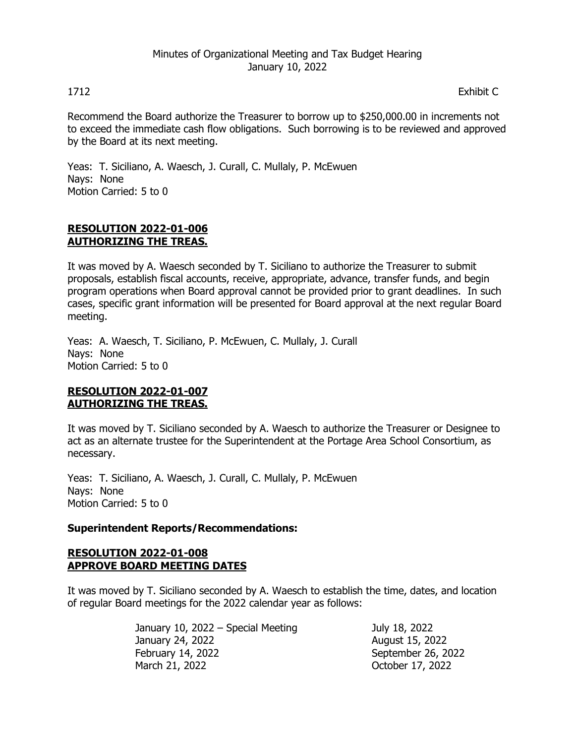Minutes of Organizational Meeting and Tax Budget Hearing
January 10, 2022

1712 Exhibit C

Recommend the Board authorize the Treasurer to borrow up to $250,000.00 in increments not to exceed the immediate cash flow obligations. Such borrowing is to be reviewed and approved by the Board at its next meeting.

Yeas: T. Siciliano, A. Waesch, J. Curall, C. Mullaly, P. McEwuen
Nays: None
Motion Carried: 5 to 0

**RESOLUTION 2022-01-006**
**AUTHORIZING THE TREAS.**

It was moved by A. Waesch seconded by T. Siciliano to authorize the Treasurer to submit proposals, establish fiscal accounts, receive, appropriate, advance, transfer funds, and begin program operations when Board approval cannot be provided prior to grant deadlines. In such cases, specific grant information will be presented for Board approval at the next regular Board meeting.

Yeas: A. Waesch, T. Siciliano, P. McEwuen, C. Mullaly, J. Curall
Nays: None
Motion Carried: 5 to 0

**RESOLUTION 2022-01-007**
**AUTHORIZING THE TREAS.**

It was moved by T. Siciliano seconded by A. Waesch to authorize the Treasurer or Designee to act as an alternate trustee for the Superintendent at the Portage Area School Consortium, as necessary.

Yeas: T. Siciliano, A. Waesch, J. Curall, C. Mullaly, P. McEwuen
Nays: None
Motion Carried: 5 to 0

**Superintendent Reports/Recommendations:**

**RESOLUTION 2022-01-008**
**APPROVE BOARD MEETING DATES**

It was moved by T. Siciliano seconded by A. Waesch to establish the time, dates, and location of regular Board meetings for the 2022 calendar year as follows:

January 10, 2022 – Special Meeting
January 24, 2022
February 14, 2022
March 21, 2022
July 18, 2022
August 15, 2022
September 26, 2022
October 17, 2022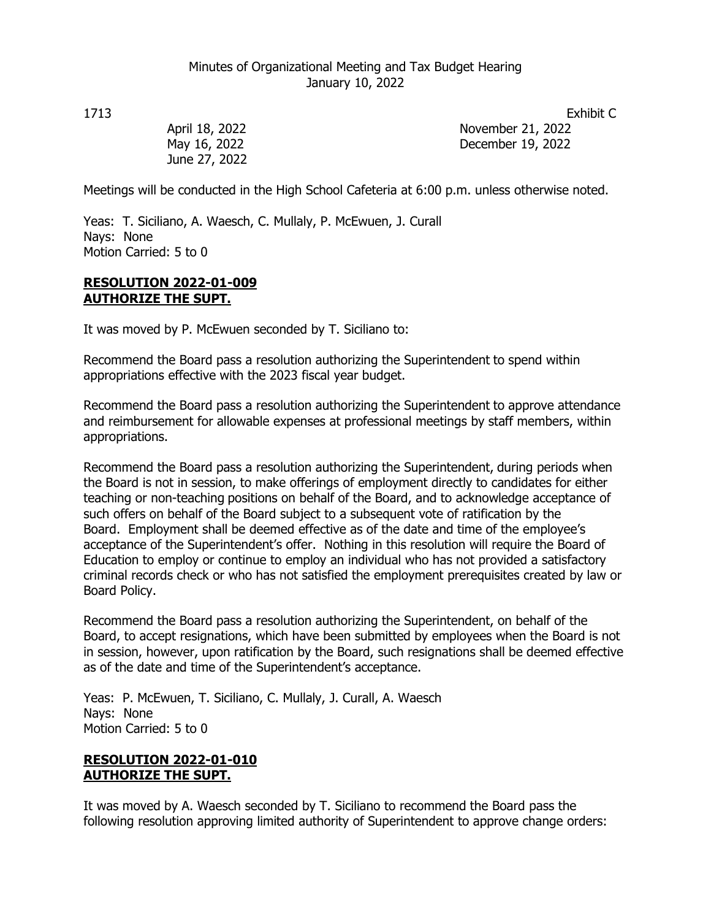Exhibit C

| | |
|---|---|
| April 18, 2022 | November 21, 2022 |
| May 16, 2022 | December 19, 2022 |
| June 27, 2022 | |

Meetings will be conducted in the High School Cafeteria at 6:00 p.m. unless otherwise noted.

Yeas: T. Siciliano, A. Waesch, C. Mullaly, P. McEwuen, J. Curall
Nays: None
Motion Carried: 5 to 0

**RESOLUTION 2022-01-009**
**AUTHORIZE THE SUPT.**

It was moved by P. McEwuen seconded by T. Siciliano to:

Recommend the Board pass a resolution authorizing the Superintendent to spend within appropriations effective with the 2023 fiscal year budget.

Recommend the Board pass a resolution authorizing the Superintendent to approve attendance and reimbursement for allowable expenses at professional meetings by staff members, within appropriations.

Recommend the Board pass a resolution authorizing the Superintendent, during periods when the Board is not in session, to make offerings of employment directly to candidates for either teaching or non-teaching positions on behalf of the Board, and to acknowledge acceptance of such offers on behalf of the Board subject to a subsequent vote of ratification by the Board. Employment shall be deemed effective as of the date and time of the employee's acceptance of the Superintendent's offer. Nothing in this resolution will require the Board of Education to employ or continue to employ an individual who has not provided a satisfactory criminal records check or who has not satisfied the employment prerequisites created by law or Board Policy.

Recommend the Board pass a resolution authorizing the Superintendent, on behalf of the Board, to accept resignations, which have been submitted by employees when the Board is not in session, however, upon ratification by the Board, such resignations shall be deemed effective as of the date and time of the Superintendent's acceptance.

Yeas: P. McEwuen, T. Siciliano, C. Mullaly, J. Curall, A. Waesch
Nays: None
Motion Carried: 5 to 0

**RESOLUTION 2022-01-010**
**AUTHORIZE THE SUPT.**

It was moved by A. Waesch seconded by T. Siciliano to recommend the Board pass the following resolution approving limited authority of Superintendent to approve change orders: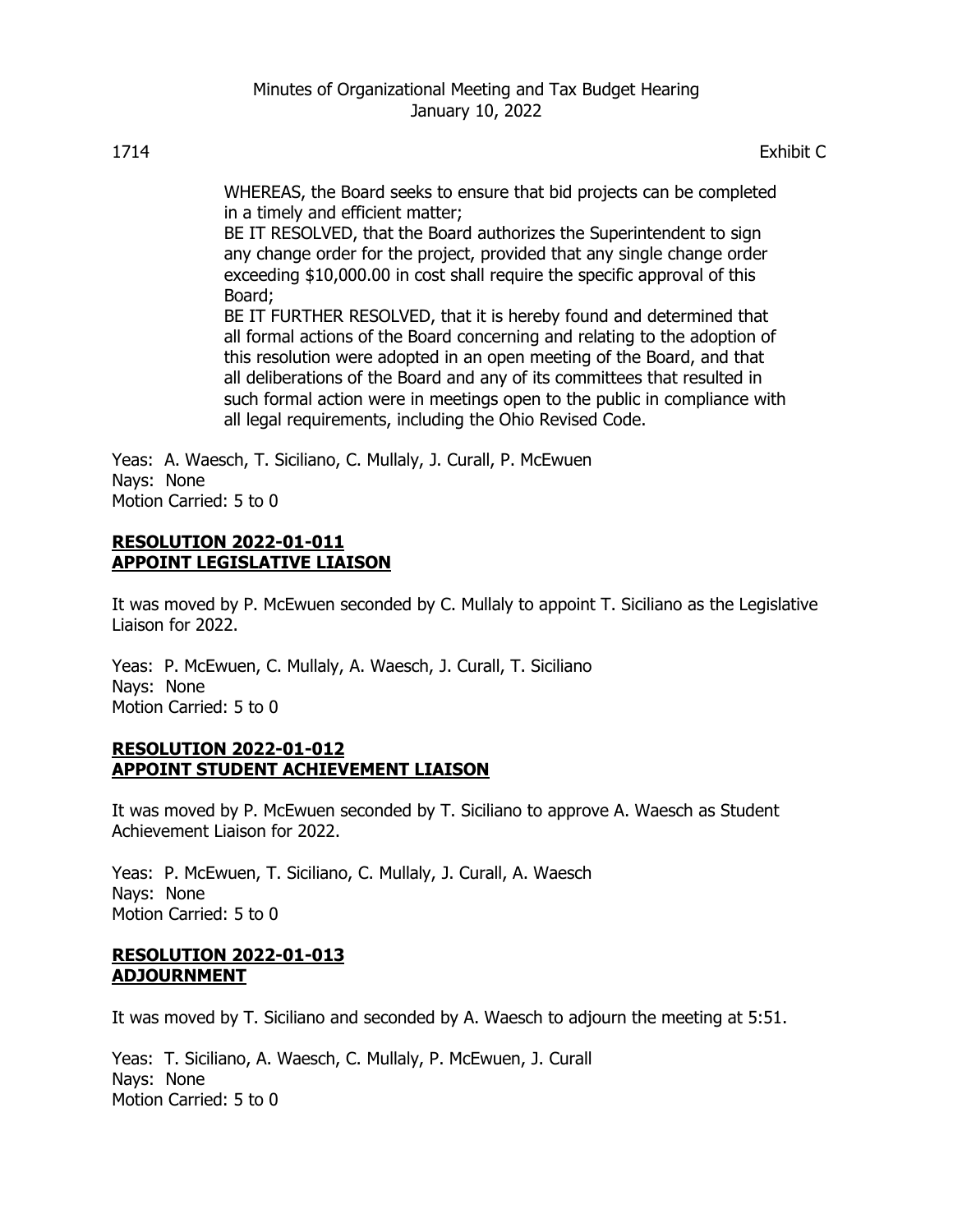WHEREAS, the Board seeks to ensure that bid projects can be completed in a timely and efficient matter;

BE IT RESOLVED, that the Board authorizes the Superintendent to sign any change order for the project, provided that any single change order exceeding $10,000.00 in cost shall require the specific approval of this Board;

BE IT FURTHER RESOLVED, that it is hereby found and determined that all formal actions of the Board concerning and relating to the adoption of this resolution were adopted in an open meeting of the Board, and that all deliberations of the Board and any of its committees that resulted in such formal action were in meetings open to the public in compliance with all legal requirements, including the Ohio Revised Code.

Yeas: A. Waesch, T. Siciliano, C. Mullaly, J. Curall, P. McEwuen
Nays: None
Motion Carried: 5 to 0

**RESOLUTION 2022-01-011**
**APPOINT LEGISLATIVE LIAISON**

It was moved by P. McEwuen seconded by C. Mullaly to appoint T. Siciliano as the Legislative Liaison for 2022.

Yeas: P. McEwuen, C. Mullaly, A. Waesch, J. Curall, T. Siciliano
Nays: None
Motion Carried: 5 to 0

**RESOLUTION 2022-01-012**
**APPOINT STUDENT ACHIEVEMENT LIAISON**

It was moved by P. McEwuen seconded by T. Siciliano to approve A. Waesch as Student Achievement Liaison for 2022.

Yeas: P. McEwuen, T. Siciliano, C. Mullaly, J. Curall, A. Waesch
Nays: None
Motion Carried: 5 to 0

**RESOLUTION 2022-01-013**
**ADJOURNMENT**

It was moved by T. Siciliano and seconded by A. Waesch to adjourn the meeting at 5:51.

Yeas: T. Siciliano, A. Waesch, C. Mullaly, P. McEwuen, J. Curall
Nays: None
Motion Carried: 5 to 0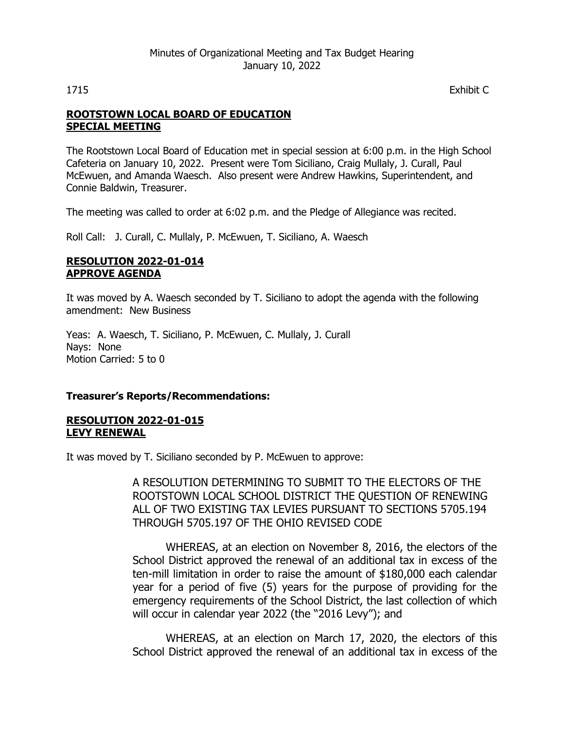Minutes of Organizational Meeting and Tax Budget Hearing
January 10, 2022

1715 Exhibit C

**ROOTSTOWN LOCAL BOARD OF EDUCATION**
**SPECIAL MEETING**

The Rootstown Local Board of Education met in special session at 6:00 p.m. in the High School Cafeteria on January 10, 2022. Present were Tom Siciliano, Craig Mullaly, J. Curall, Paul McEwuen, and Amanda Waesch. Also present were Andrew Hawkins, Superintendent, and Connie Baldwin, Treasurer.

The meeting was called to order at 6:02 p.m. and the Pledge of Allegiance was recited.

Roll Call: J. Curall, C. Mullaly, P. McEwuen, T. Siciliano, A. Waesch

**RESOLUTION 2022-01-014**
**APPROVE AGENDA**

It was moved by A. Waesch seconded by T. Siciliano to adopt the agenda with the following amendment: New Business

Yeas: A. Waesch, T. Siciliano, P. McEwuen, C. Mullaly, J. Curall
Nays: None
Motion Carried: 5 to 0

**Treasurer's Reports/Recommendations:**

**RESOLUTION 2022-01-015**
**LEVY RENEWAL**

It was moved by T. Siciliano seconded by P. McEwuen to approve:

A RESOLUTION DETERMINING TO SUBMIT TO THE ELECTORS OF THE ROOTSTOWN LOCAL SCHOOL DISTRICT THE QUESTION OF RENEWING ALL OF TWO EXISTING TAX LEVIES PURSUANT TO SECTIONS 5705.194 THROUGH 5705.197 OF THE OHIO REVISED CODE

WHEREAS, at an election on November 8, 2016, the electors of the School District approved the renewal of an additional tax in excess of the ten-mill limitation in order to raise the amount of $180,000 each calendar year for a period of five (5) years for the purpose of providing for the emergency requirements of the School District, the last collection of which will occur in calendar year 2022 (the "2016 Levy"); and

WHEREAS, at an election on March 17, 2020, the electors of this School District approved the renewal of an additional tax in excess of the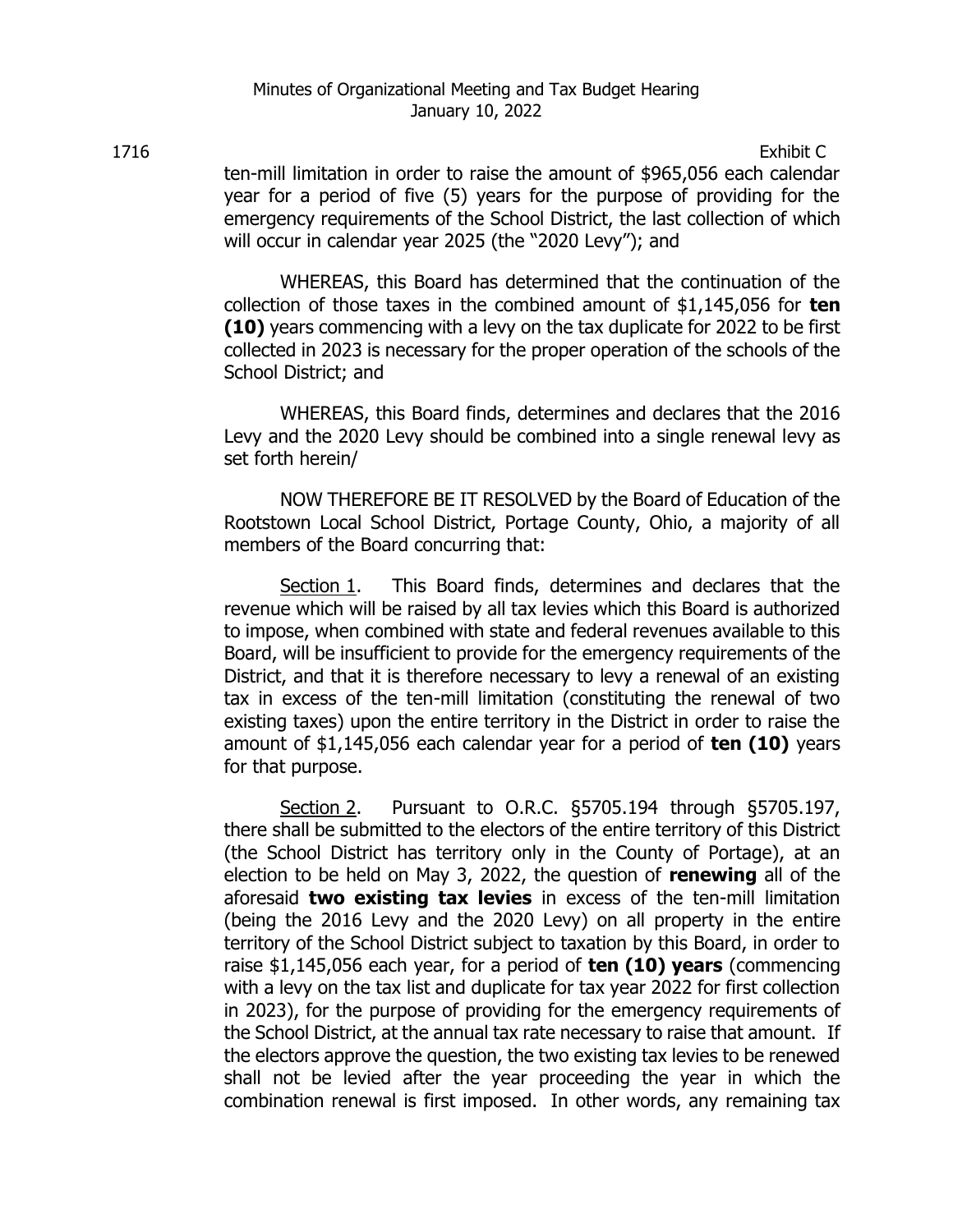Exhibit C

ten-mill limitation in order to raise the amount of $965,056 each calendar year for a period of five (5) years for the purpose of providing for the emergency requirements of the School District, the last collection of which will occur in calendar year 2025 (the "2020 Levy"); and

WHEREAS, this Board has determined that the continuation of the collection of those taxes in the combined amount of $1,145,056 for **ten (10)** years commencing with a levy on the tax duplicate for 2022 to be first collected in 2023 is necessary for the proper operation of the schools of the School District; and

WHEREAS, this Board finds, determines and declares that the 2016 Levy and the 2020 Levy should be combined into a single renewal levy as set forth herein/

NOW THEREFORE BE IT RESOLVED by the Board of Education of the Rootstown Local School District, Portage County, Ohio, a majority of all members of the Board concurring that:

Section 1. This Board finds, determines and declares that the revenue which will be raised by all tax levies which this Board is authorized to impose, when combined with state and federal revenues available to this Board, will be insufficient to provide for the emergency requirements of the District, and that it is therefore necessary to levy a renewal of an existing tax in excess of the ten-mill limitation (constituting the renewal of two existing taxes) upon the entire territory in the District in order to raise the amount of $1,145,056 each calendar year for a period of **ten (10)** years for that purpose.

Section 2. Pursuant to O.R.C. §5705.194 through §5705.197, there shall be submitted to the electors of the entire territory of this District (the School District has territory only in the County of Portage), at an election to be held on May 3, 2022, the question of **renewing** all of the aforesaid **two existing tax levies** in excess of the ten-mill limitation (being the 2016 Levy and the 2020 Levy) on all property in the entire territory of the School District subject to taxation by this Board, in order to raise $1,145,056 each year, for a period of **ten (10) years** (commencing with a levy on the tax list and duplicate for tax year 2022 for first collection in 2023), for the purpose of providing for the emergency requirements of the School District, at the annual tax rate necessary to raise that amount. If the electors approve the question, the two existing tax levies to be renewed shall not be levied after the year proceeding the year in which the combination renewal is first imposed. In other words, any remaining tax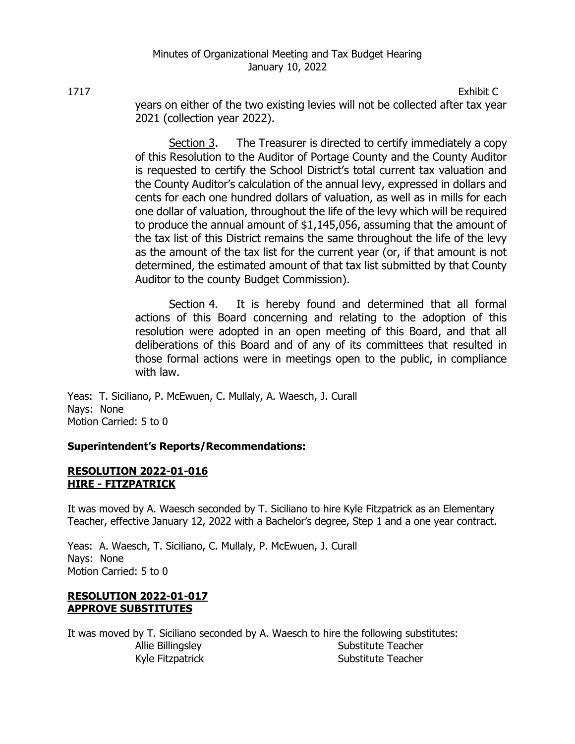years on either of the two existing levies will not be collected after tax year 2021 (collection year 2022).

Section 3. The Treasurer is directed to certify immediately a copy of this Resolution to the Auditor of Portage County and the County Auditor is requested to certify the School District's total current tax valuation and the County Auditor's calculation of the annual levy, expressed in dollars and cents for each one hundred dollars of valuation, as well as in mills for each one dollar of valuation, throughout the life of the levy which will be required to produce the annual amount of $1,145,056, assuming that the amount of the tax list of this District remains the same throughout the life of the levy as the amount of the tax list for the current year (or, if that amount is not determined, the estimated amount of that tax list submitted by that County Auditor to the county Budget Commission).

Section 4. It is hereby found and determined that all formal actions of this Board concerning and relating to the adoption of this resolution were adopted in an open meeting of this Board, and that all deliberations of this Board and of any of its committees that resulted in those formal actions were in meetings open to the public, in compliance with law.

Yeas: T. Siciliano, P. McEwuen, C. Mullaly, A. Waesch, J. Curall
Nays: None
Motion Carried: 5 to 0

**Superintendent's Reports/Recommendations:**

**RESOLUTION 2022-01-016**
**HIRE - FITZPATRICK**

It was moved by A. Waesch seconded by T. Siciliano to hire Kyle Fitzpatrick as an Elementary Teacher, effective January 12, 2022 with a Bachelor's degree, Step 1 and a one year contract.

Yeas: A. Waesch, T. Siciliano, C. Mullaly, P. McEwuen, J. Curall
Nays: None
Motion Carried: 5 to 0

**RESOLUTION 2022-01-017**
**APPROVE SUBSTITUTES**

It was moved by T. Siciliano seconded by A. Waesch to hire the following substitutes:

| | |
|---|---|
| Allie Billingsley | Substitute Teacher |
| Kyle Fitzpatrick | Substitute Teacher |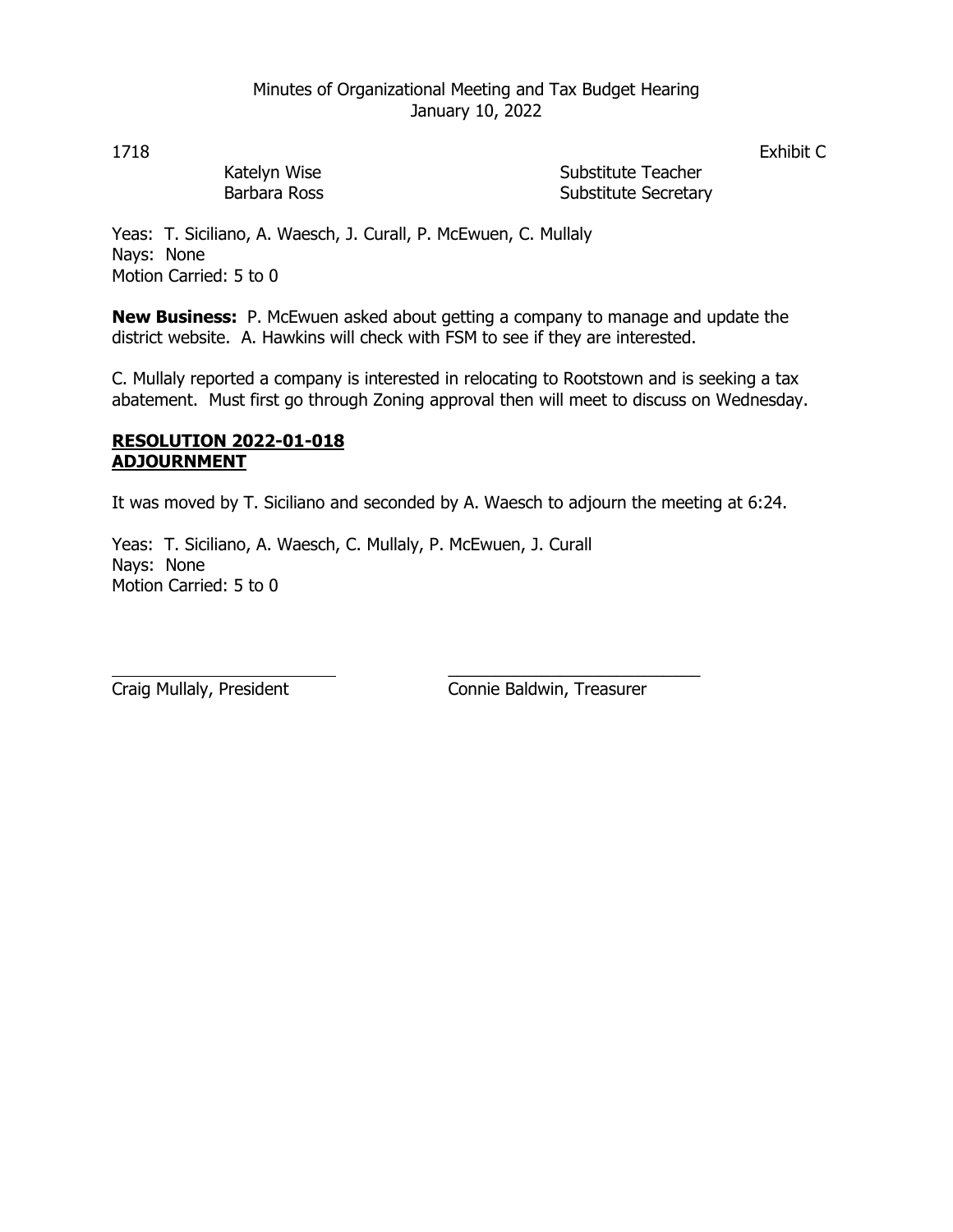1718 Exhibit C

| | |
|---|---|
| Katelyn Wise | Substitute Teacher |
| Barbara Ross | Substitute Secretary |

Yeas: T. Siciliano, A. Waesch, J. Curall, P. McEwuen, C. Mullaly
Nays: None
Motion Carried: 5 to 0

**New Business:** P. McEwuen asked about getting a company to manage and update the district website. A. Hawkins will check with FSM to see if they are interested.

C. Mullaly reported a company is interested in relocating to Rootstown and is seeking a tax abatement. Must first go through Zoning approval then will meet to discuss on Wednesday.

**RESOLUTION 2022-01-018**
**ADJOURNMENT**

It was moved by T. Siciliano and seconded by A. Waesch to adjourn the meeting at 6:24.

Yeas: T. Siciliano, A. Waesch, C. Mullaly, P. McEwuen, J. Curall
Nays: None
Motion Carried: 5 to 0

_________________________ _________________________

Craig Mullaly, President Connie Baldwin, Treasurer